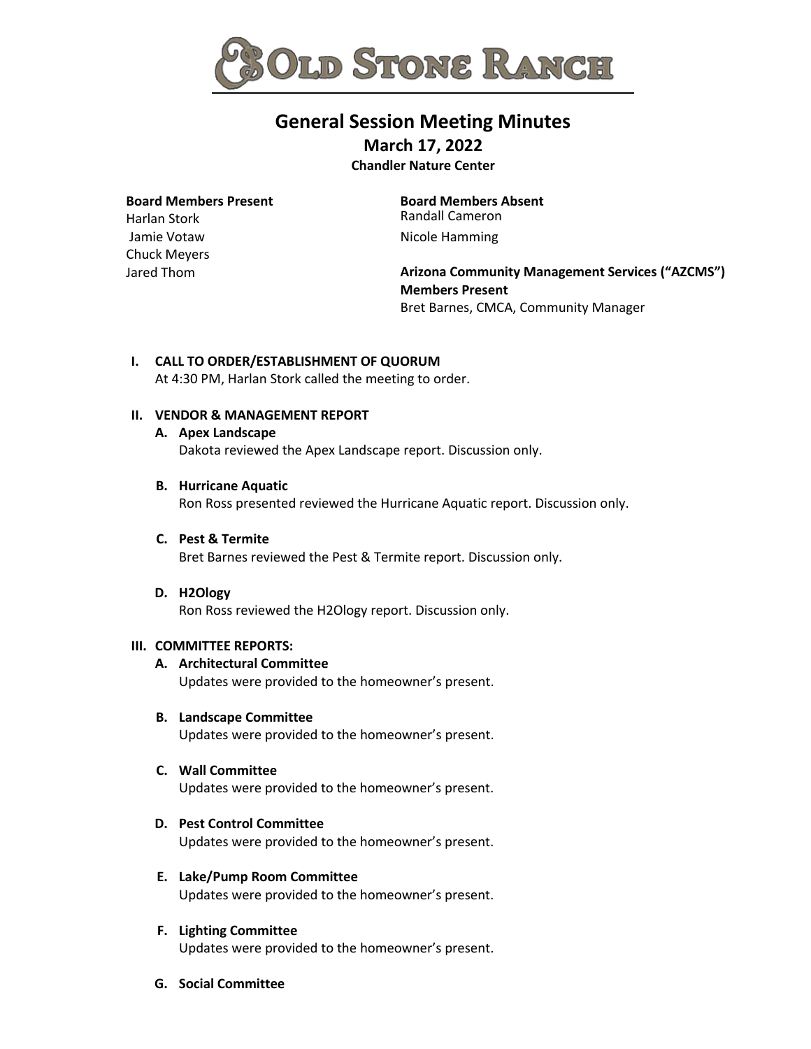# Old Stone Ranch

## General Session Meeting Minutes

### March 17, 2022

**Chandler Nature Center**

**Board Members Present**
Harlan Stork
Jamie Votaw
Chuck Meyers
Jared Thom

**Board Members Absent**
Randall Cameron
Nicole Hamming

**Arizona Community Management Services ("AZCMS") Members Present**
Bret Barnes, CMCA, Community Manager

**I. CALL TO ORDER/ESTABLISHMENT OF QUORUM**

At 4:30 PM, Harlan Stork called the meeting to order.

**II. VENDOR & MANAGEMENT REPORT**

**A. Apex Landscape**
Dakota reviewed the Apex Landscape report. Discussion only.

**B. Hurricane Aquatic**
Ron Ross presented reviewed the Hurricane Aquatic report. Discussion only.

**C. Pest & Termite**
Bret Barnes reviewed the Pest & Termite report. Discussion only.

**D. H2Ology**
Ron Ross reviewed the H2Ology report. Discussion only.

**III. COMMITTEE REPORTS:**

**A. Architectural Committee**
Updates were provided to the homeowner's present.

**B. Landscape Committee**
Updates were provided to the homeowner's present.

**C. Wall Committee**
Updates were provided to the homeowner's present.

**D. Pest Control Committee**
Updates were provided to the homeowner's present.

**E. Lake/Pump Room Committee**
Updates were provided to the homeowner's present.

**F. Lighting Committee**
Updates were provided to the homeowner's present.

**G. Social Committee**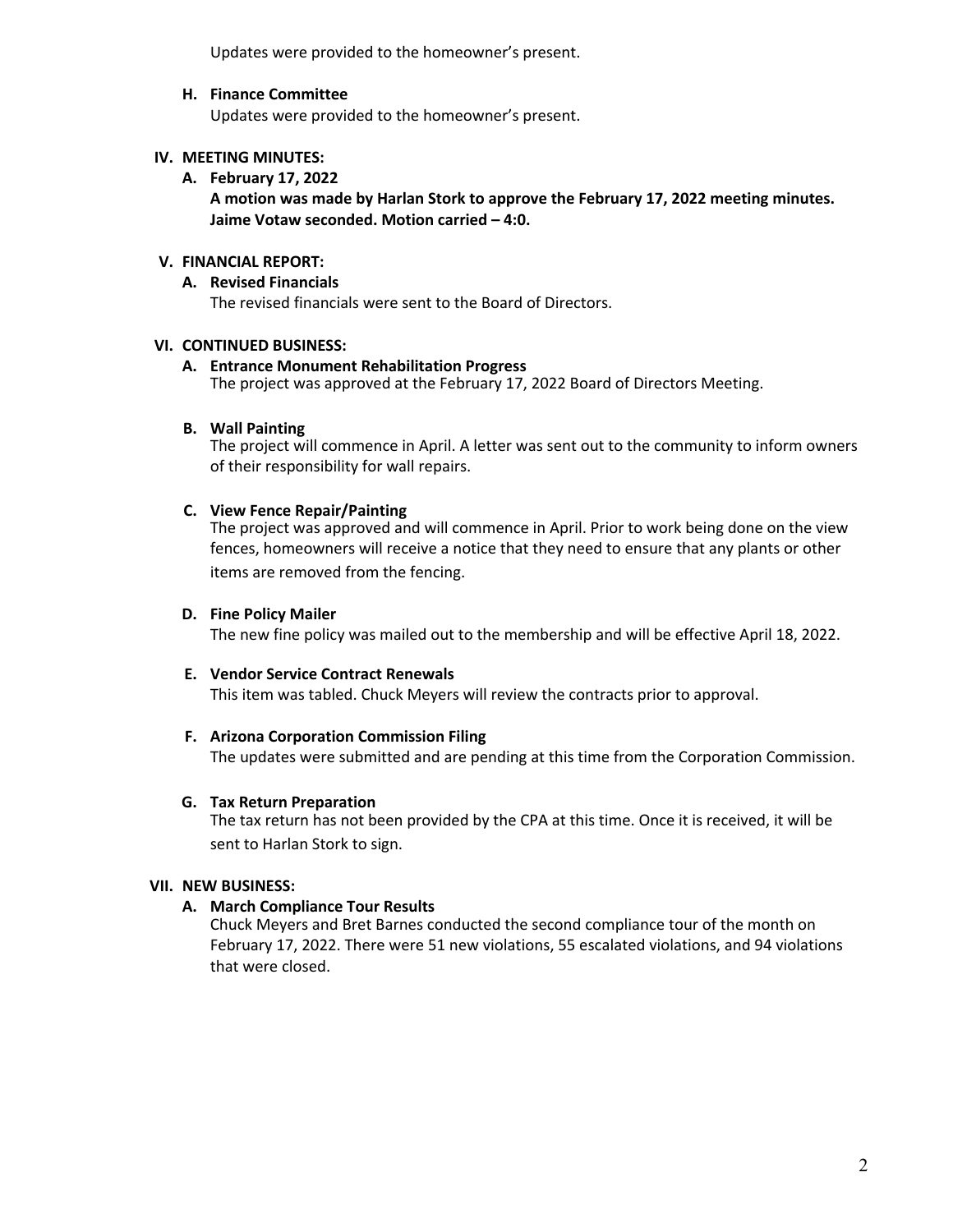Updates were provided to the homeowner's present.

**H. Finance Committee**

Updates were provided to the homeowner's present.

## IV. MEETING MINUTES:

**A. February 17, 2022**

**A motion was made by Harlan Stork to approve the February 17, 2022 meeting minutes. Jaime Votaw seconded. Motion carried – 4:0.**

## V. FINANCIAL REPORT:

**A. Revised Financials**

The revised financials were sent to the Board of Directors.

## VI. CONTINUED BUSINESS:

**A. Entrance Monument Rehabilitation Progress**

The project was approved at the February 17, 2022 Board of Directors Meeting.

**B. Wall Painting**

The project will commence in April. A letter was sent out to the community to inform owners of their responsibility for wall repairs.

**C. View Fence Repair/Painting**

The project was approved and will commence in April. Prior to work being done on the view fences, homeowners will receive a notice that they need to ensure that any plants or other items are removed from the fencing.

**D. Fine Policy Mailer**

The new fine policy was mailed out to the membership and will be effective April 18, 2022.

**E. Vendor Service Contract Renewals**

This item was tabled. Chuck Meyers will review the contracts prior to approval.

**F. Arizona Corporation Commission Filing**

The updates were submitted and are pending at this time from the Corporation Commission.

**G. Tax Return Preparation**

The tax return has not been provided by the CPA at this time. Once it is received, it will be sent to Harlan Stork to sign.

## VII. NEW BUSINESS:

**A. March Compliance Tour Results**

Chuck Meyers and Bret Barnes conducted the second compliance tour of the month on February 17, 2022. There were 51 new violations, 55 escalated violations, and 94 violations that were closed.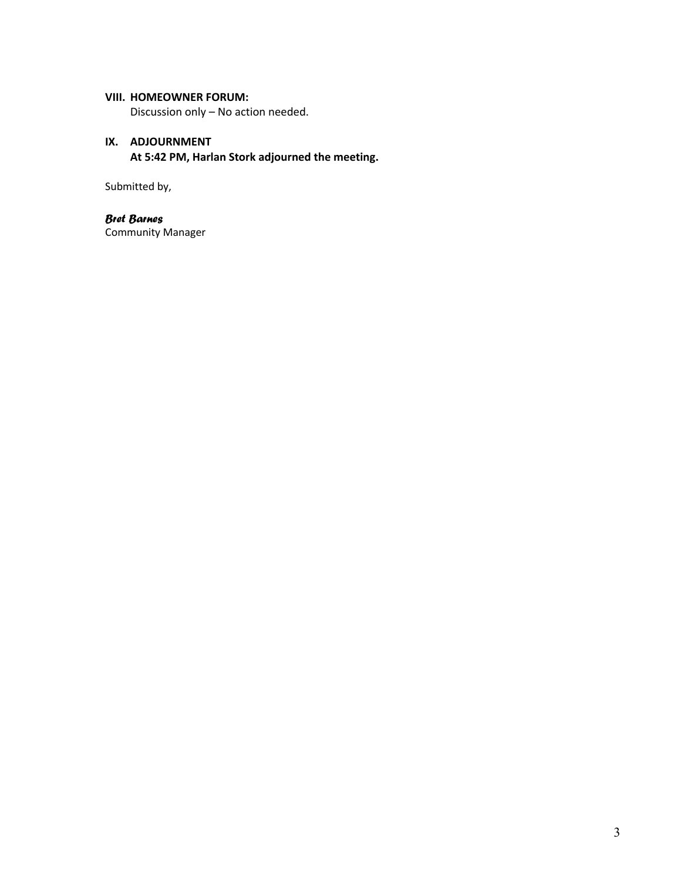**VIII. HOMEOWNER FORUM:**

Discussion only – No action needed.

**IX. ADJOURNMENT**

**At 5:42 PM, Harlan Stork adjourned the meeting.**

Submitted by,

***Bret Barnes***

Community Manager